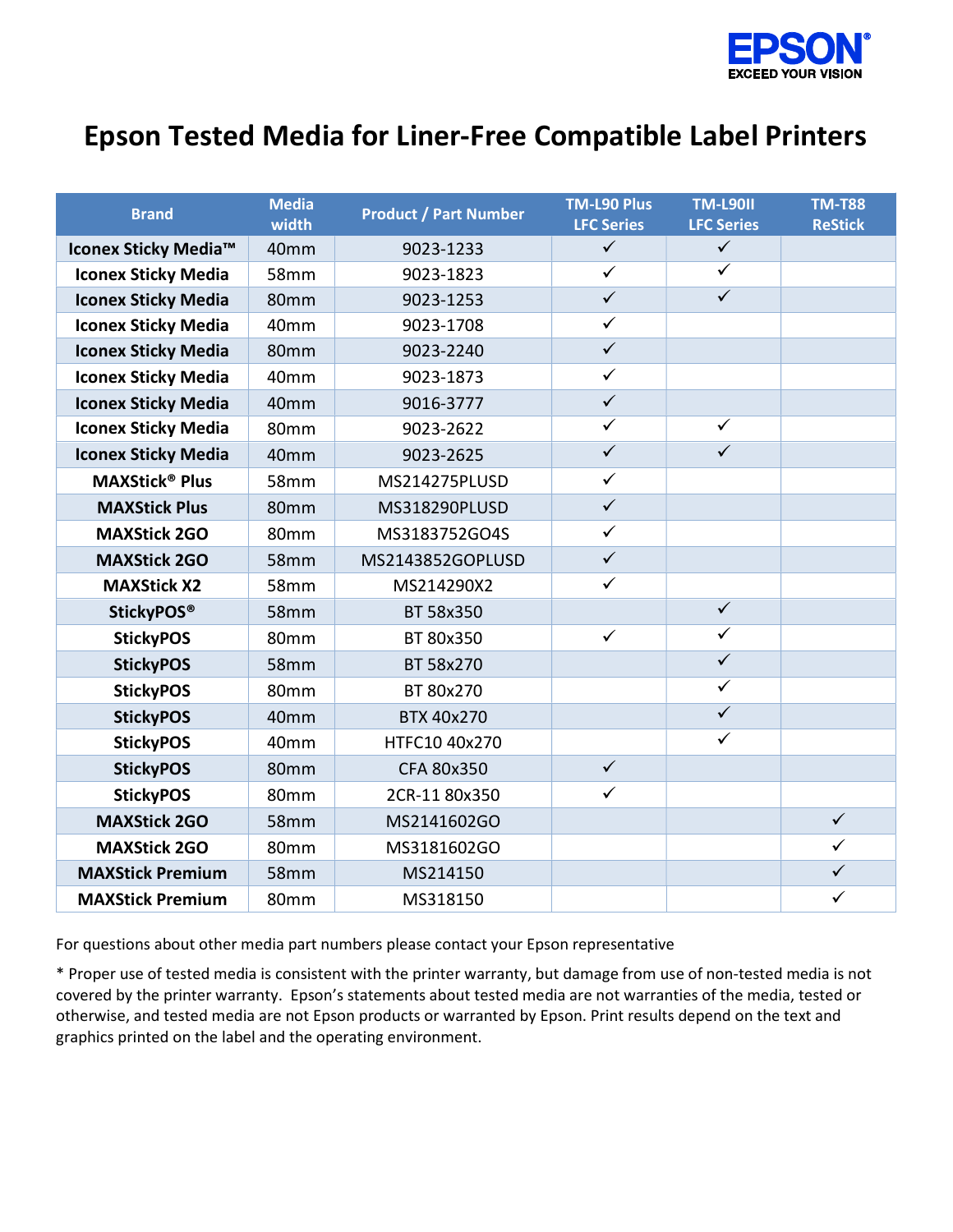# Epson Tested Media for Liner-Free Compatible Label Printers

| Brand | Media width | Product / Part Number | TM-L90 Plus LFC Series | TM-L90II LFC Series | TM-T88 ReStick |
|---|---|---|---|---|---|
| **Iconex Sticky Media™** | 40mm | 9023-1233 | ✓ | ✓ | |
| **Iconex Sticky Media** | 58mm | 9023-1823 | ✓ | ✓ | |
| **Iconex Sticky Media** | 80mm | 9023-1253 | ✓ | ✓ | |
| **Iconex Sticky Media** | 40mm | 9023-1708 | ✓ | | |
| **Iconex Sticky Media** | 80mm | 9023-2240 | ✓ | | |
| **Iconex Sticky Media** | 40mm | 9023-1873 | ✓ | | |
| **Iconex Sticky Media** | 40mm | 9016-3777 | ✓ | | |
| **Iconex Sticky Media** | 80mm | 9023-2622 | ✓ | ✓ | |
| **Iconex Sticky Media** | 40mm | 9023-2625 | ✓ | ✓ | |
| **MAXStick® Plus** | 58mm | MS214275PLUSD | ✓ | | |
| **MAXStick Plus** | 80mm | MS318290PLUSD | ✓ | | |
| **MAXStick 2GO** | 80mm | MS3183752GO4S | ✓ | | |
| **MAXStick 2GO** | 58mm | MS2143852GOPLUSD | ✓ | | |
| **MAXStick X2** | 58mm | MS214290X2 | ✓ | | |
| **StickyPOS®** | 58mm | BT 58x350 | | ✓ | |
| **StickyPOS** | 80mm | BT 80x350 | ✓ | ✓ | |
| **StickyPOS** | 58mm | BT 58x270 | | ✓ | |
| **StickyPOS** | 80mm | BT 80x270 | | ✓ | |
| **StickyPOS** | 40mm | BTX 40x270 | | ✓ | |
| **StickyPOS** | 40mm | HTFC10 40x270 | | ✓ | |
| **StickyPOS** | 80mm | CFA 80x350 | ✓ | | |
| **StickyPOS** | 80mm | 2CR-11 80x350 | ✓ | | |
| **MAXStick 2GO** | 58mm | MS2141602GO | | | ✓ |
| **MAXStick 2GO** | 80mm | MS3181602GO | | | ✓ |
| **MAXStick Premium** | 58mm | MS214150 | | | ✓ |
| **MAXStick Premium** | 80mm | MS318150 | | | ✓ |

For questions about other media part numbers please contact your Epson representative

* Proper use of tested media is consistent with the printer warranty, but damage from use of non-tested media is not covered by the printer warranty. Epson's statements about tested media are not warranties of the media, tested or otherwise, and tested media are not Epson products or warranted by Epson. Print results depend on the text and graphics printed on the label and the operating environment.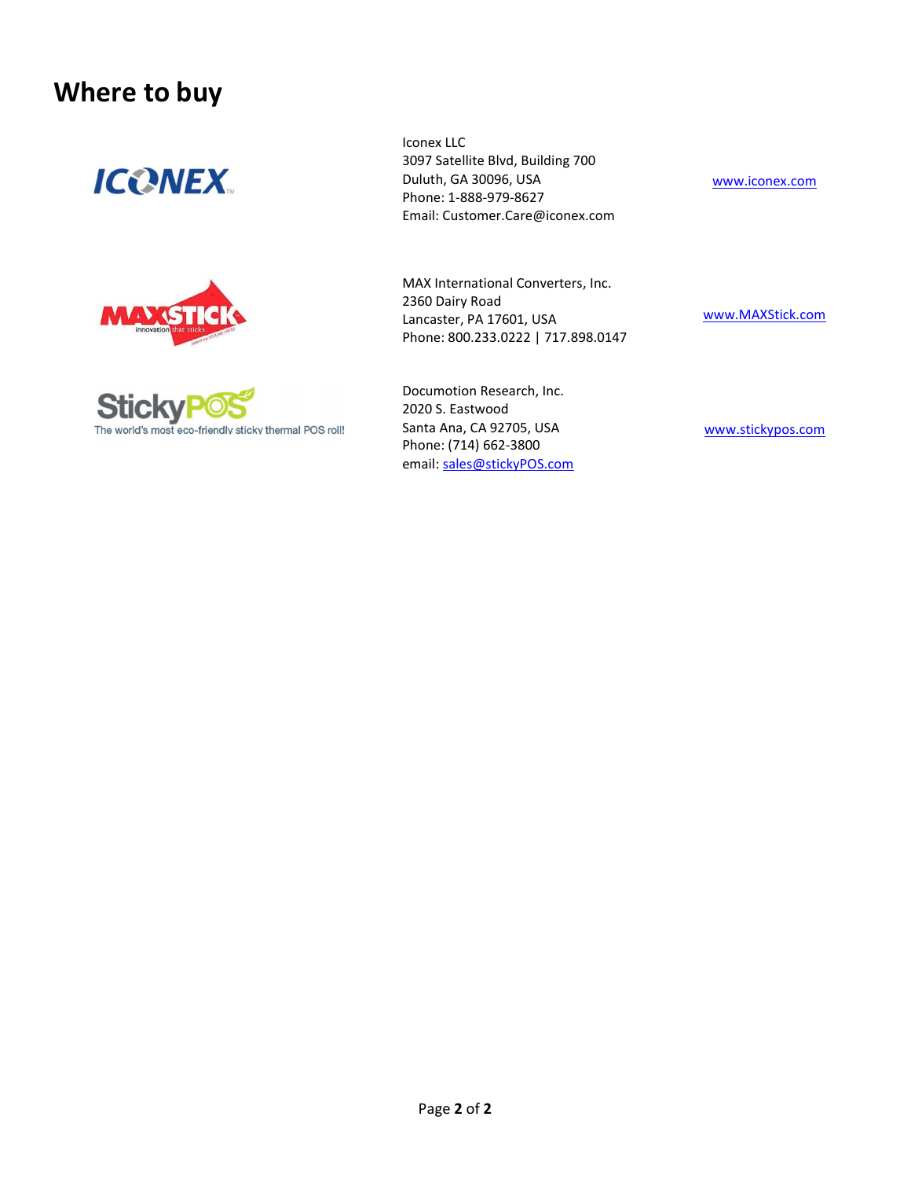# Where to buy

| | | |
|---|---|---|
| ICONEX | Iconex LLC<br>3097 Satellite Blvd, Building 700<br>Duluth, GA 30096, USA<br>Phone: 1-888-979-8627<br>Email: Customer.Care@iconex.com | www.iconex.com |
| MAXSTICK innovation that sticks | MAX International Converters, Inc.<br>2360 Dairy Road<br>Lancaster, PA 17601, USA<br>Phone: 800.233.0222 \| 717.898.0147 | www.MAXStick.com |
| StickyPOS The world's most eco-friendly sticky thermal POS roll! | Documotion Research, Inc.<br>2020 S. Eastwood<br>Santa Ana, CA 92705, USA<br>Phone: (714) 662-3800<br>email: sales@stickyPOS.com | www.stickypos.com |